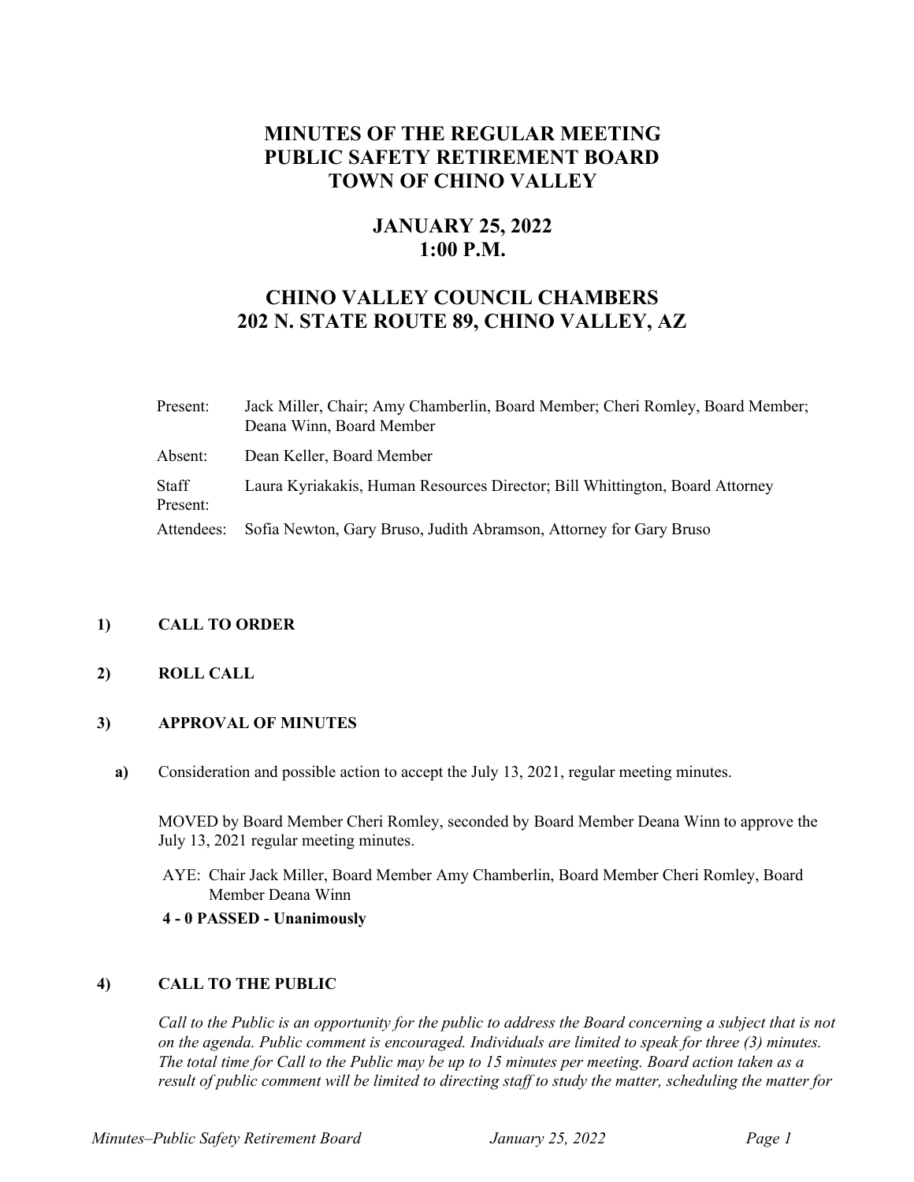# MINUTES OF THE REGULAR MEETING
# PUBLIC SAFETY RETIREMENT BOARD
# TOWN OF CHINO VALLEY

## JANUARY 25, 2022
## 1:00 P.M.

## CHINO VALLEY COUNCIL CHAMBERS
## 202 N. STATE ROUTE 89, CHINO VALLEY, AZ

| | |
|---|---|
| Present: | Jack Miller, Chair; Amy Chamberlin, Board Member; Cheri Romley, Board Member; Deana Winn, Board Member |
| Absent: | Dean Keller, Board Member |
| Staff Present: | Laura Kyriakakis, Human Resources Director; Bill Whittington, Board Attorney |
| Attendees: | Sofia Newton, Gary Bruso, Judith Abramson, Attorney for Gary Bruso |

**1) CALL TO ORDER**

**2) ROLL CALL**

**3) APPROVAL OF MINUTES**

**a)** Consideration and possible action to accept the July 13, 2021, regular meeting minutes.

MOVED by Board Member Cheri Romley, seconded by Board Member Deana Winn to approve the July 13, 2021 regular meeting minutes.

AYE: Chair Jack Miller, Board Member Amy Chamberlin, Board Member Cheri Romley, Board Member Deana Winn

**4 - 0 PASSED - Unanimously**

**4) CALL TO THE PUBLIC**

*Call to the Public is an opportunity for the public to address the Board concerning a subject that is not on the agenda. Public comment is encouraged. Individuals are limited to speak for three (3) minutes. The total time for Call to the Public may be up to 15 minutes per meeting. Board action taken as a result of public comment will be limited to directing staff to study the matter, scheduling the matter for*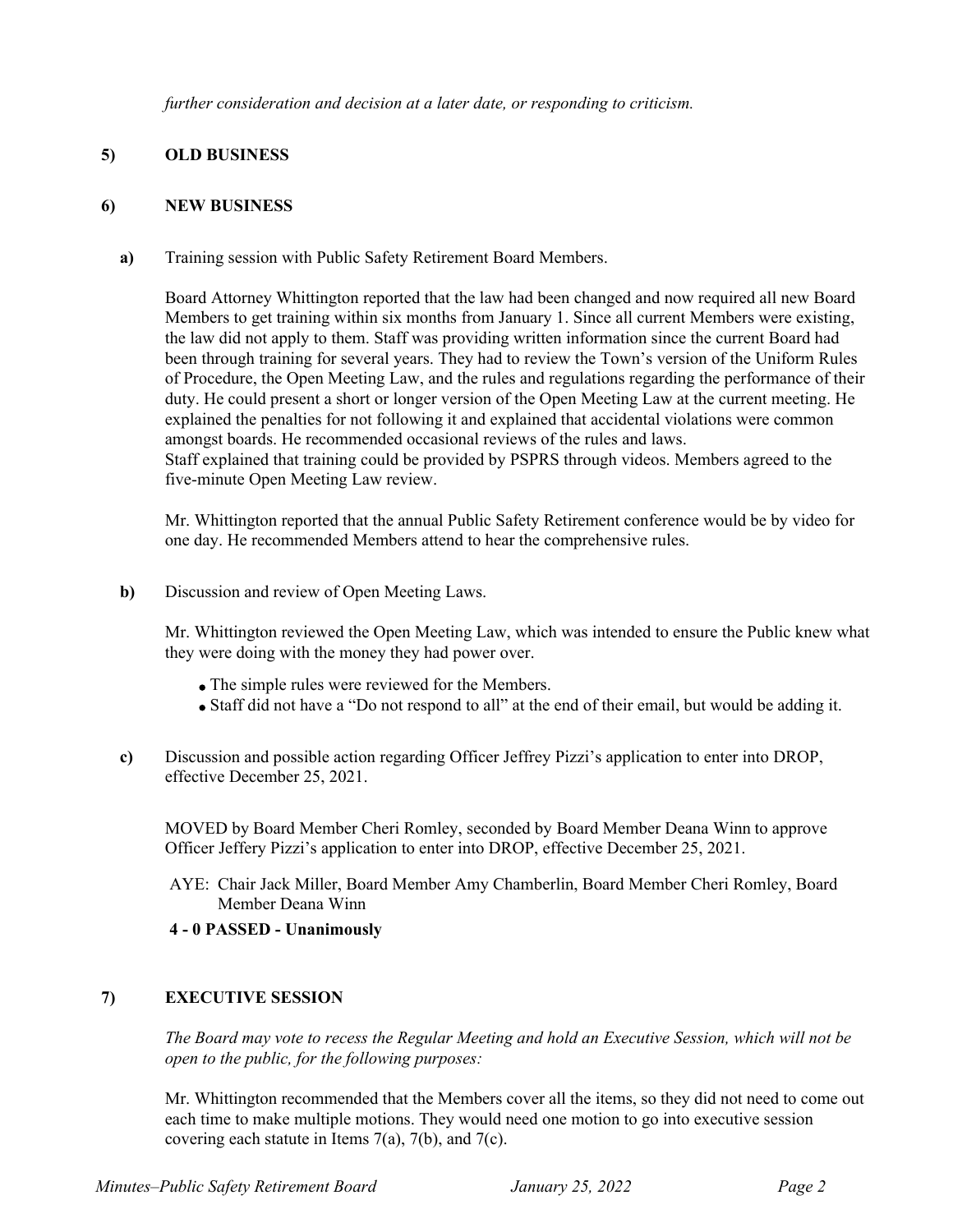*further consideration and decision at a later date, or responding to criticism.*

**5) OLD BUSINESS**

**6) NEW BUSINESS**

**a)** Training session with Public Safety Retirement Board Members.

Board Attorney Whittington reported that the law had been changed and now required all new Board Members to get training within six months from January 1. Since all current Members were existing, the law did not apply to them. Staff was providing written information since the current Board had been through training for several years. They had to review the Town's version of the Uniform Rules of Procedure, the Open Meeting Law, and the rules and regulations regarding the performance of their duty. He could present a short or longer version of the Open Meeting Law at the current meeting. He explained the penalties for not following it and explained that accidental violations were common amongst boards. He recommended occasional reviews of the rules and laws.
Staff explained that training could be provided by PSPRS through videos. Members agreed to the five-minute Open Meeting Law review.

Mr. Whittington reported that the annual Public Safety Retirement conference would be by video for one day. He recommended Members attend to hear the comprehensive rules.

**b)** Discussion and review of Open Meeting Laws.

Mr. Whittington reviewed the Open Meeting Law, which was intended to ensure the Public knew what they were doing with the money they had power over.

- The simple rules were reviewed for the Members.
- Staff did not have a "Do not respond to all" at the end of their email, but would be adding it.

**c)** Discussion and possible action regarding Officer Jeffrey Pizzi's application to enter into DROP, effective December 25, 2021.

MOVED by Board Member Cheri Romley, seconded by Board Member Deana Winn to approve Officer Jeffery Pizzi's application to enter into DROP, effective December 25, 2021.

AYE: Chair Jack Miller, Board Member Amy Chamberlin, Board Member Cheri Romley, Board Member Deana Winn

**4 - 0 PASSED - Unanimously**

**7) EXECUTIVE SESSION**

*The Board may vote to recess the Regular Meeting and hold an Executive Session, which will not be open to the public, for the following purposes:*

Mr. Whittington recommended that the Members cover all the items, so they did not need to come out each time to make multiple motions. They would need one motion to go into executive session covering each statute in Items 7(a), 7(b), and 7(c).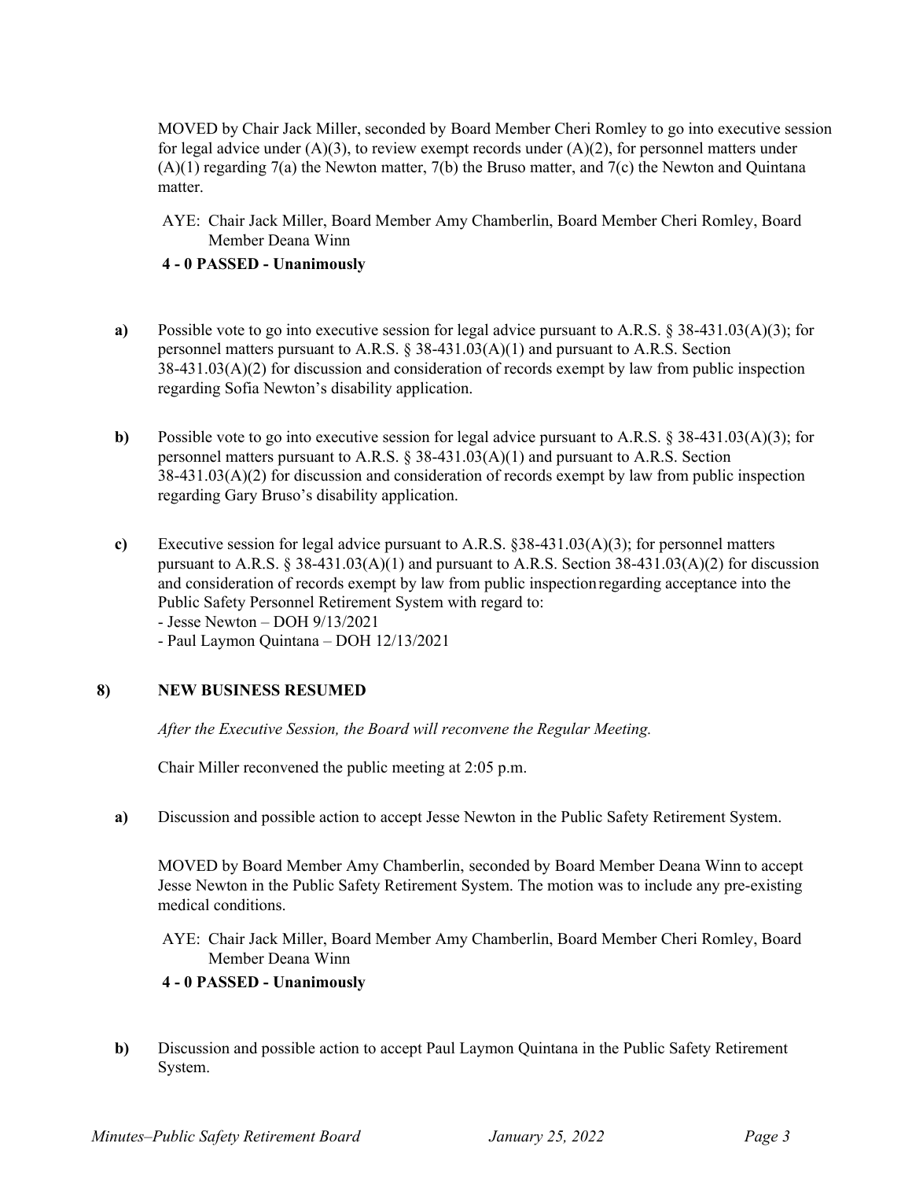MOVED by Chair Jack Miller, seconded by Board Member Cheri Romley to go into executive session for legal advice under (A)(3), to review exempt records under (A)(2), for personnel matters under (A)(1) regarding 7(a) the Newton matter, 7(b) the Bruso matter, and 7(c) the Newton and Quintana matter.

AYE: Chair Jack Miller, Board Member Amy Chamberlin, Board Member Cheri Romley, Board Member Deana Winn

**4 - 0 PASSED - Unanimously**

**a)** Possible vote to go into executive session for legal advice pursuant to A.R.S. § 38-431.03(A)(3); for personnel matters pursuant to A.R.S. § 38-431.03(A)(1) and pursuant to A.R.S. Section 38-431.03(A)(2) for discussion and consideration of records exempt by law from public inspection regarding Sofia Newton's disability application.

**b)** Possible vote to go into executive session for legal advice pursuant to A.R.S. § 38-431.03(A)(3); for personnel matters pursuant to A.R.S. § 38-431.03(A)(1) and pursuant to A.R.S. Section 38-431.03(A)(2) for discussion and consideration of records exempt by law from public inspection regarding Gary Bruso's disability application.

**c)** Executive session for legal advice pursuant to A.R.S. §38-431.03(A)(3); for personnel matters pursuant to A.R.S. § 38-431.03(A)(1) and pursuant to A.R.S. Section 38-431.03(A)(2) for discussion and consideration of records exempt by law from public inspection regarding acceptance into the Public Safety Personnel Retirement System with regard to:
- Jesse Newton – DOH 9/13/2021
- Paul Laymon Quintana – DOH 12/13/2021

## 8) NEW BUSINESS RESUMED

*After the Executive Session, the Board will reconvene the Regular Meeting.*

Chair Miller reconvened the public meeting at 2:05 p.m.

**a)** Discussion and possible action to accept Jesse Newton in the Public Safety Retirement System.

MOVED by Board Member Amy Chamberlin, seconded by Board Member Deana Winn to accept Jesse Newton in the Public Safety Retirement System. The motion was to include any pre-existing medical conditions.

AYE: Chair Jack Miller, Board Member Amy Chamberlin, Board Member Cheri Romley, Board Member Deana Winn

**4 - 0 PASSED - Unanimously**

**b)** Discussion and possible action to accept Paul Laymon Quintana in the Public Safety Retirement System.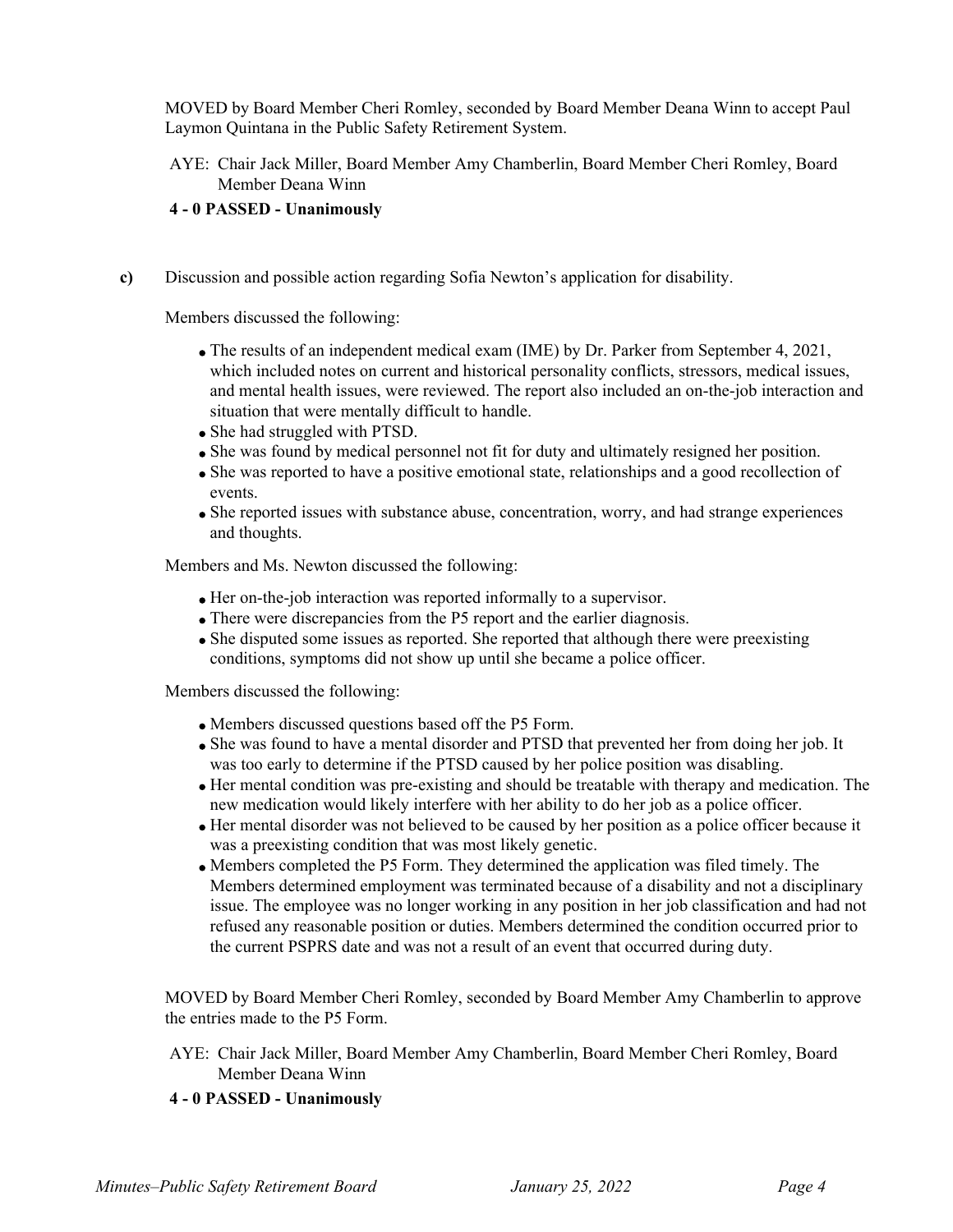MOVED by Board Member Cheri Romley, seconded by Board Member Deana Winn to accept Paul Laymon Quintana in the Public Safety Retirement System.

AYE: Chair Jack Miller, Board Member Amy Chamberlin, Board Member Cheri Romley, Board Member Deana Winn

**4 - 0 PASSED - Unanimously**

**c)** Discussion and possible action regarding Sofia Newton's application for disability.

Members discussed the following:

- The results of an independent medical exam (IME) by Dr. Parker from September 4, 2021, which included notes on current and historical personality conflicts, stressors, medical issues, and mental health issues, were reviewed. The report also included an on-the-job interaction and situation that were mentally difficult to handle.
- She had struggled with PTSD.
- She was found by medical personnel not fit for duty and ultimately resigned her position.
- She was reported to have a positive emotional state, relationships and a good recollection of events.
- She reported issues with substance abuse, concentration, worry, and had strange experiences and thoughts.

Members and Ms. Newton discussed the following:

- Her on-the-job interaction was reported informally to a supervisor.
- There were discrepancies from the P5 report and the earlier diagnosis.
- She disputed some issues as reported. She reported that although there were preexisting conditions, symptoms did not show up until she became a police officer.

Members discussed the following:

- Members discussed questions based off the P5 Form.
- She was found to have a mental disorder and PTSD that prevented her from doing her job. It was too early to determine if the PTSD caused by her police position was disabling.
- Her mental condition was pre-existing and should be treatable with therapy and medication. The new medication would likely interfere with her ability to do her job as a police officer.
- Her mental disorder was not believed to be caused by her position as a police officer because it was a preexisting condition that was most likely genetic.
- Members completed the P5 Form. They determined the application was filed timely. The Members determined employment was terminated because of a disability and not a disciplinary issue. The employee was no longer working in any position in her job classification and had not refused any reasonable position or duties. Members determined the condition occurred prior to the current PSPRS date and was not a result of an event that occurred during duty.

MOVED by Board Member Cheri Romley, seconded by Board Member Amy Chamberlin to approve the entries made to the P5 Form.

AYE: Chair Jack Miller, Board Member Amy Chamberlin, Board Member Cheri Romley, Board Member Deana Winn

**4 - 0 PASSED - Unanimously**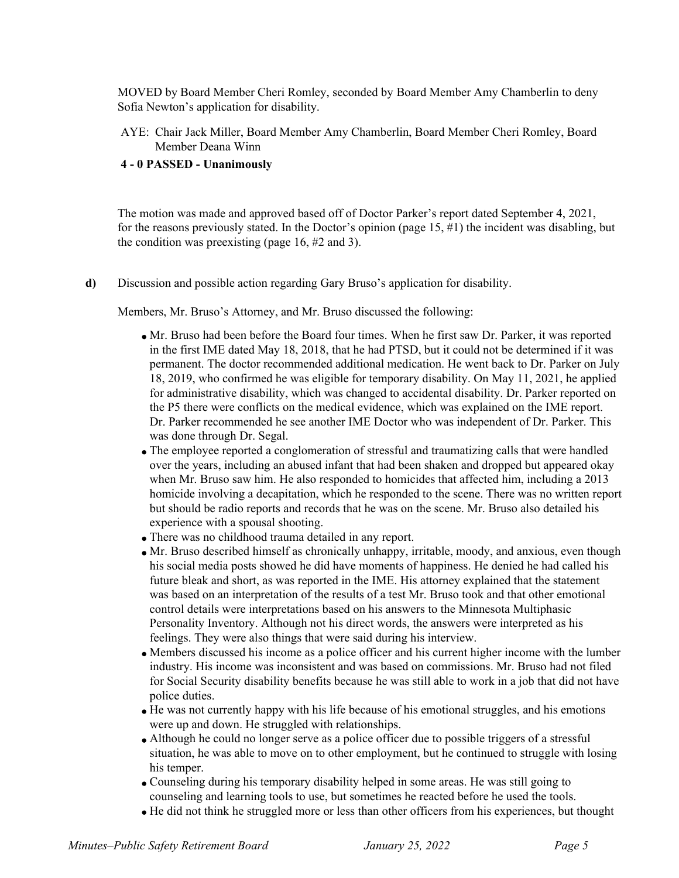MOVED by Board Member Cheri Romley, seconded by Board Member Amy Chamberlin to deny Sofia Newton's application for disability.

AYE: Chair Jack Miller, Board Member Amy Chamberlin, Board Member Cheri Romley, Board Member Deana Winn

**4 - 0 PASSED - Unanimously**

The motion was made and approved based off of Doctor Parker's report dated September 4, 2021, for the reasons previously stated. In the Doctor's opinion (page 15, #1) the incident was disabling, but the condition was preexisting (page 16, #2 and 3).

**d)** Discussion and possible action regarding Gary Bruso's application for disability.

Members, Mr. Bruso's Attorney, and Mr. Bruso discussed the following:

- Mr. Bruso had been before the Board four times. When he first saw Dr. Parker, it was reported in the first IME dated May 18, 2018, that he had PTSD, but it could not be determined if it was permanent. The doctor recommended additional medication. He went back to Dr. Parker on July 18, 2019, who confirmed he was eligible for temporary disability. On May 11, 2021, he applied for administrative disability, which was changed to accidental disability. Dr. Parker reported on the P5 there were conflicts on the medical evidence, which was explained on the IME report. Dr. Parker recommended he see another IME Doctor who was independent of Dr. Parker. This was done through Dr. Segal.
- The employee reported a conglomeration of stressful and traumatizing calls that were handled over the years, including an abused infant that had been shaken and dropped but appeared okay when Mr. Bruso saw him. He also responded to homicides that affected him, including a 2013 homicide involving a decapitation, which he responded to the scene. There was no written report but should be radio reports and records that he was on the scene. Mr. Bruso also detailed his experience with a spousal shooting.
- There was no childhood trauma detailed in any report.
- Mr. Bruso described himself as chronically unhappy, irritable, moody, and anxious, even though his social media posts showed he did have moments of happiness. He denied he had called his future bleak and short, as was reported in the IME. His attorney explained that the statement was based on an interpretation of the results of a test Mr. Bruso took and that other emotional control details were interpretations based on his answers to the Minnesota Multiphasic Personality Inventory. Although not his direct words, the answers were interpreted as his feelings. They were also things that were said during his interview.
- Members discussed his income as a police officer and his current higher income with the lumber industry. His income was inconsistent and was based on commissions. Mr. Bruso had not filed for Social Security disability benefits because he was still able to work in a job that did not have police duties.
- He was not currently happy with his life because of his emotional struggles, and his emotions were up and down. He struggled with relationships.
- Although he could no longer serve as a police officer due to possible triggers of a stressful situation, he was able to move on to other employment, but he continued to struggle with losing his temper.
- Counseling during his temporary disability helped in some areas. He was still going to counseling and learning tools to use, but sometimes he reacted before he used the tools.
- He did not think he struggled more or less than other officers from his experiences, but thought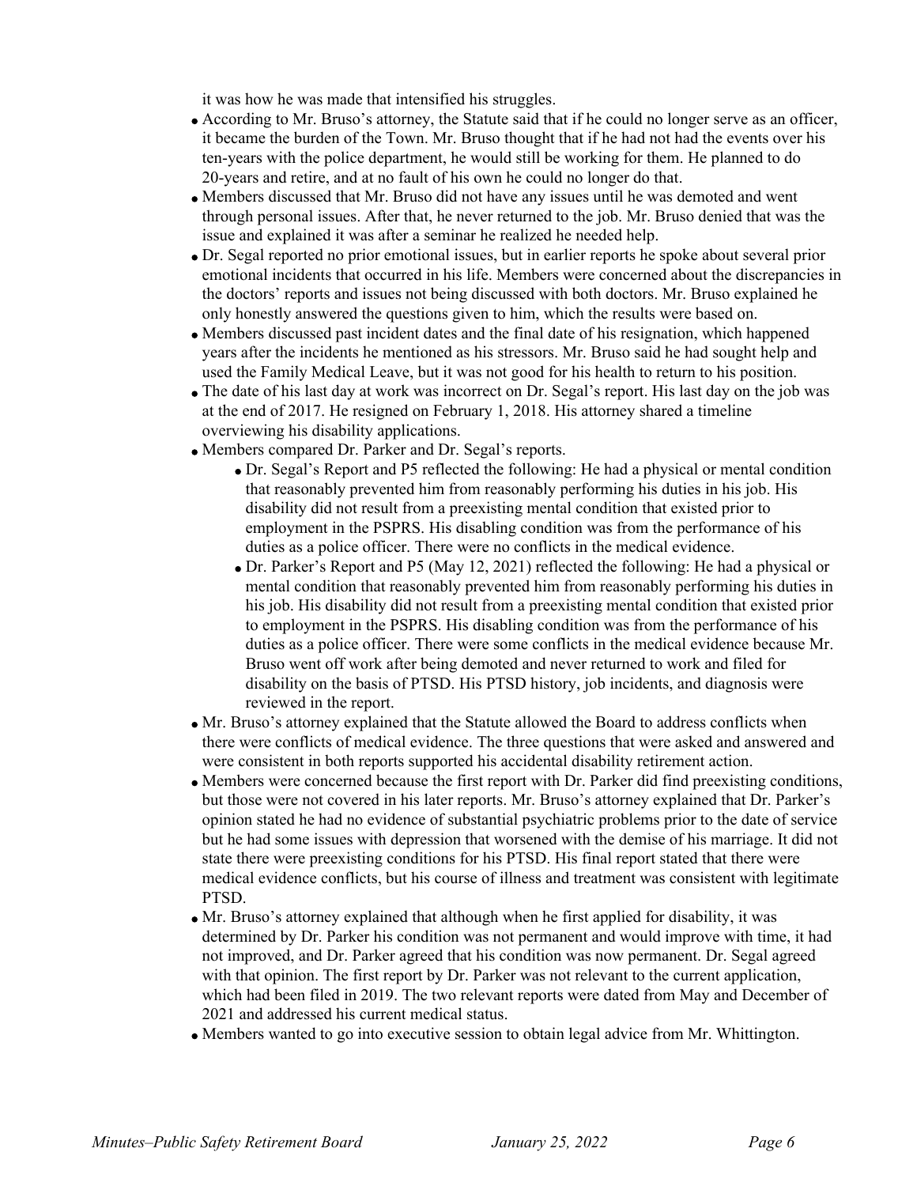it was how he was made that intensified his struggles.

- According to Mr. Bruso's attorney, the Statute said that if he could no longer serve as an officer, it became the burden of the Town. Mr. Bruso thought that if he had not had the events over his ten-years with the police department, he would still be working for them. He planned to do 20-years and retire, and at no fault of his own he could no longer do that.
- Members discussed that Mr. Bruso did not have any issues until he was demoted and went through personal issues. After that, he never returned to the job. Mr. Bruso denied that was the issue and explained it was after a seminar he realized he needed help.
- Dr. Segal reported no prior emotional issues, but in earlier reports he spoke about several prior emotional incidents that occurred in his life. Members were concerned about the discrepancies in the doctors' reports and issues not being discussed with both doctors. Mr. Bruso explained he only honestly answered the questions given to him, which the results were based on.
- Members discussed past incident dates and the final date of his resignation, which happened years after the incidents he mentioned as his stressors. Mr. Bruso said he had sought help and used the Family Medical Leave, but it was not good for his health to return to his position.
- The date of his last day at work was incorrect on Dr. Segal's report. His last day on the job was at the end of 2017. He resigned on February 1, 2018. His attorney shared a timeline overviewing his disability applications.
- Members compared Dr. Parker and Dr. Segal's reports.
  - Dr. Segal's Report and P5 reflected the following: He had a physical or mental condition that reasonably prevented him from reasonably performing his duties in his job. His disability did not result from a preexisting mental condition that existed prior to employment in the PSPRS. His disabling condition was from the performance of his duties as a police officer. There were no conflicts in the medical evidence.
  - Dr. Parker's Report and P5 (May 12, 2021) reflected the following: He had a physical or mental condition that reasonably prevented him from reasonably performing his duties in his job. His disability did not result from a preexisting mental condition that existed prior to employment in the PSPRS. His disabling condition was from the performance of his duties as a police officer. There were some conflicts in the medical evidence because Mr. Bruso went off work after being demoted and never returned to work and filed for disability on the basis of PTSD. His PTSD history, job incidents, and diagnosis were reviewed in the report.
- Mr. Bruso's attorney explained that the Statute allowed the Board to address conflicts when there were conflicts of medical evidence. The three questions that were asked and answered and were consistent in both reports supported his accidental disability retirement action.
- Members were concerned because the first report with Dr. Parker did find preexisting conditions, but those were not covered in his later reports. Mr. Bruso's attorney explained that Dr. Parker's opinion stated he had no evidence of substantial psychiatric problems prior to the date of service but he had some issues with depression that worsened with the demise of his marriage. It did not state there were preexisting conditions for his PTSD. His final report stated that there were medical evidence conflicts, but his course of illness and treatment was consistent with legitimate PTSD.
- Mr. Bruso's attorney explained that although when he first applied for disability, it was determined by Dr. Parker his condition was not permanent and would improve with time, it had not improved, and Dr. Parker agreed that his condition was now permanent. Dr. Segal agreed with that opinion. The first report by Dr. Parker was not relevant to the current application, which had been filed in 2019. The two relevant reports were dated from May and December of 2021 and addressed his current medical status.
- Members wanted to go into executive session to obtain legal advice from Mr. Whittington.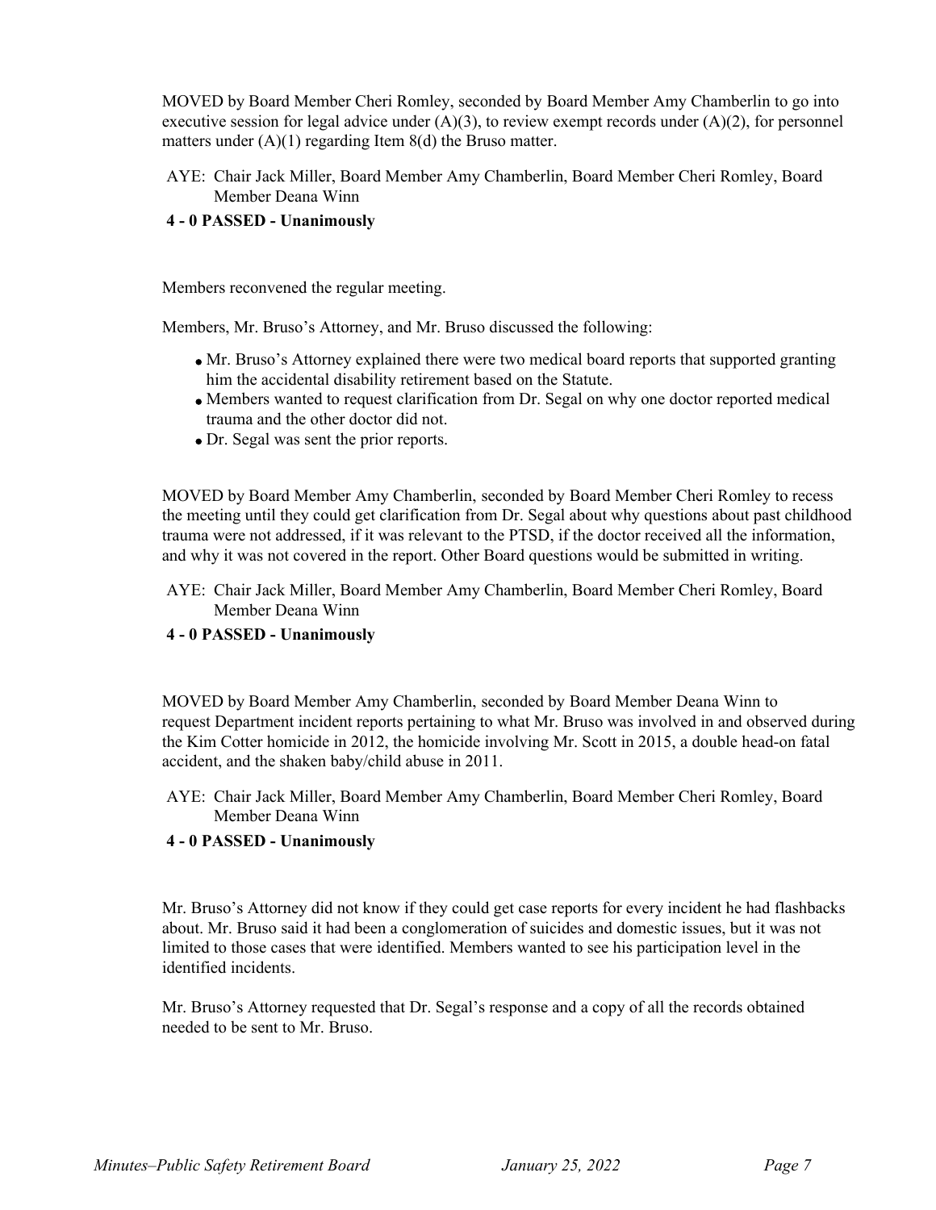MOVED by Board Member Cheri Romley, seconded by Board Member Amy Chamberlin to go into executive session for legal advice under (A)(3), to review exempt records under (A)(2), for personnel matters under (A)(1) regarding Item 8(d) the Bruso matter.

AYE: Chair Jack Miller, Board Member Amy Chamberlin, Board Member Cheri Romley, Board Member Deana Winn

**4 - 0 PASSED - Unanimously**

Members reconvened the regular meeting.

Members, Mr. Bruso's Attorney, and Mr. Bruso discussed the following:

- Mr. Bruso's Attorney explained there were two medical board reports that supported granting him the accidental disability retirement based on the Statute.
- Members wanted to request clarification from Dr. Segal on why one doctor reported medical trauma and the other doctor did not.
- Dr. Segal was sent the prior reports.

MOVED by Board Member Amy Chamberlin, seconded by Board Member Cheri Romley to recess the meeting until they could get clarification from Dr. Segal about why questions about past childhood trauma were not addressed, if it was relevant to the PTSD, if the doctor received all the information, and why it was not covered in the report. Other Board questions would be submitted in writing.

AYE: Chair Jack Miller, Board Member Amy Chamberlin, Board Member Cheri Romley, Board Member Deana Winn

**4 - 0 PASSED - Unanimously**

MOVED by Board Member Amy Chamberlin, seconded by Board Member Deana Winn to request Department incident reports pertaining to what Mr. Bruso was involved in and observed during the Kim Cotter homicide in 2012, the homicide involving Mr. Scott in 2015, a double head-on fatal accident, and the shaken baby/child abuse in 2011.

AYE: Chair Jack Miller, Board Member Amy Chamberlin, Board Member Cheri Romley, Board Member Deana Winn

**4 - 0 PASSED - Unanimously**

Mr. Bruso's Attorney did not know if they could get case reports for every incident he had flashbacks about. Mr. Bruso said it had been a conglomeration of suicides and domestic issues, but it was not limited to those cases that were identified. Members wanted to see his participation level in the identified incidents.

Mr. Bruso's Attorney requested that Dr. Segal's response and a copy of all the records obtained needed to be sent to Mr. Bruso.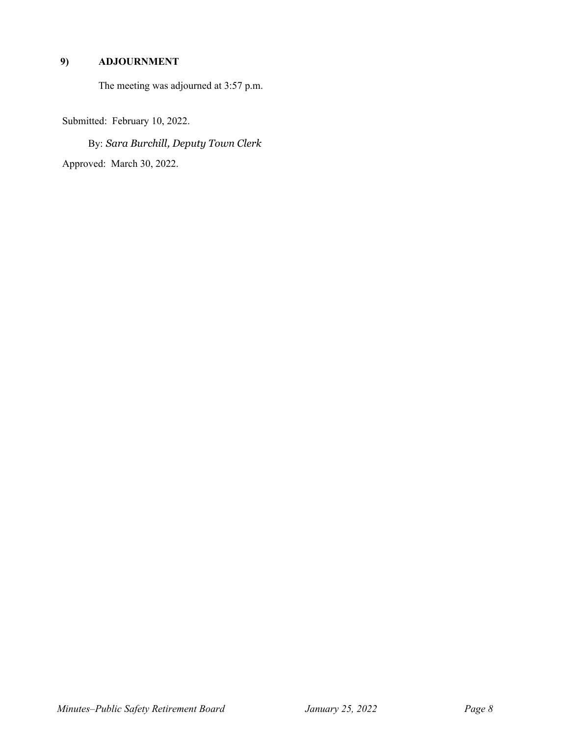**9) ADJOURNMENT**

The meeting was adjourned at 3:57 p.m.

Submitted: February 10, 2022.

By: *Sara Burchill, Deputy Town Clerk*

Approved: March 30, 2022.